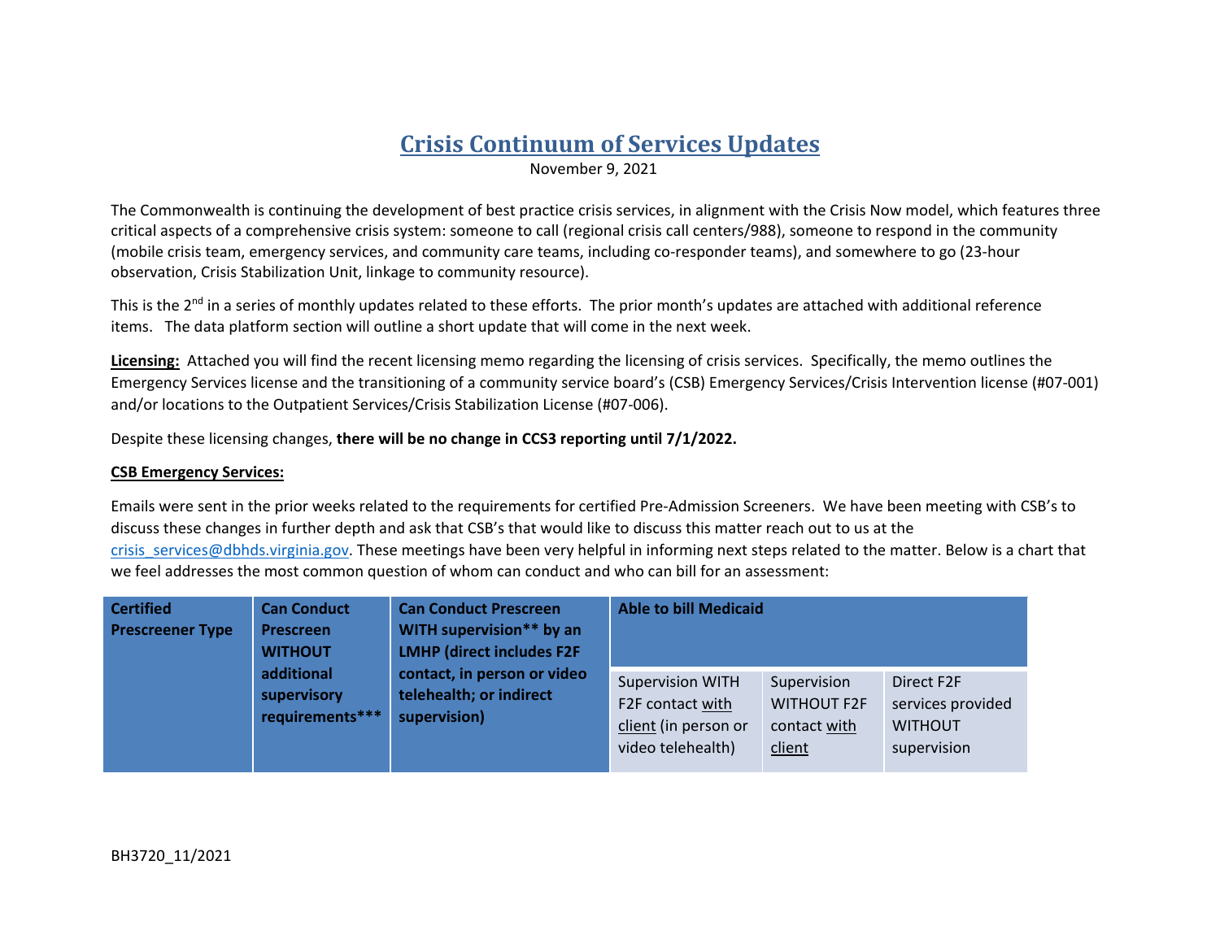# Crisis Continuum of Services Updates

November 9, 2021

The Commonwealth is continuing the development of best practice crisis services, in alignment with the Crisis Now model, which features three critical aspects of a comprehensive crisis system: someone to call (regional crisis call centers/988), someone to respond in the community (mobile crisis team, emergency services, and community care teams, including co-responder teams), and somewhere to go (23-hour observation, Crisis Stabilization Unit, linkage to community resource).

This is the 2nd in a series of monthly updates related to these efforts. The prior month's updates are attached with additional reference items. The data platform section will outline a short update that will come in the next week.

**Licensing:** Attached you will find the recent licensing memo regarding the licensing of crisis services. Specifically, the memo outlines the Emergency Services license and the transitioning of a community service board's (CSB) Emergency Services/Crisis Intervention license (#07-001) and/or locations to the Outpatient Services/Crisis Stabilization License (#07-006).

Despite these licensing changes, **there will be no change in CCS3 reporting until 7/1/2022.**

**CSB Emergency Services:**

Emails were sent in the prior weeks related to the requirements for certified Pre-Admission Screeners. We have been meeting with CSB's to discuss these changes in further depth and ask that CSB's that would like to discuss this matter reach out to us at the crisis_services@dbhds.virginia.gov. These meetings have been very helpful in informing next steps related to the matter. Below is a chart that we feel addresses the most common question of whom can conduct and who can bill for an assessment:

| Certified Prescreener Type | Can Conduct Prescreen WITHOUT additional supervisory requirements*** | Can Conduct Prescreen WITH supervision** by an LMHP (direct includes F2F contact, in person or video telehealth; or indirect supervision) | Able to bill Medicaid | | |
|---|---|---|---|---|---|
| | | | Supervision WITH F2F contact with client (in person or video telehealth) | Supervision WITHOUT F2F contact with client | Direct F2F services provided WITHOUT supervision |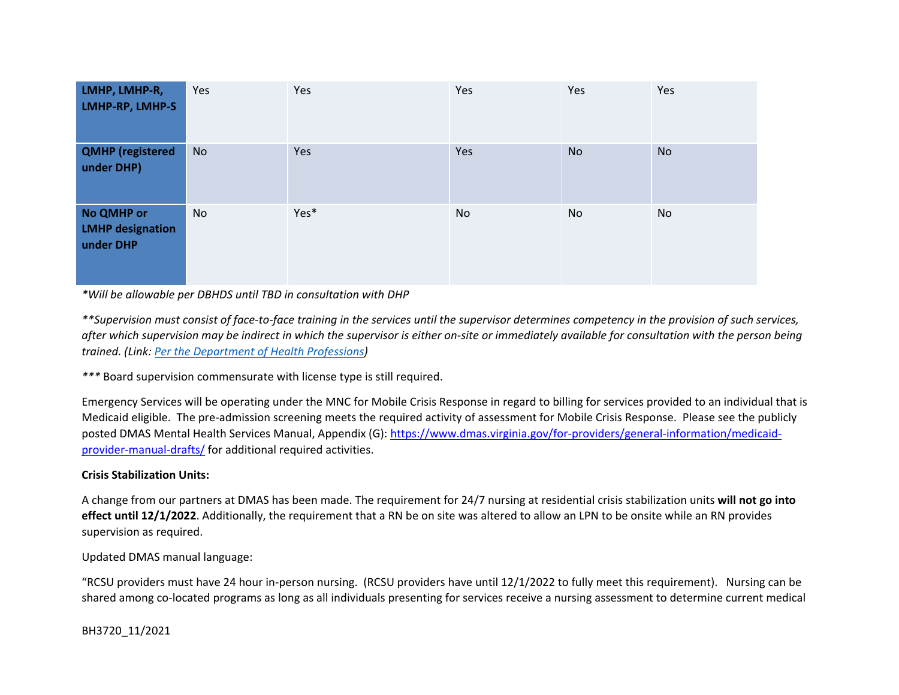| | | | | | |
|---|---|---|---|---|---|
| **LMHP, LMHP-R, LMHP-RP, LMHP-S** | Yes | Yes | Yes | Yes | Yes |
| **QMHP (registered under DHP)** | No | Yes | Yes | No | No |
| **No QMHP or LMHP designation under DHP** | No | Yes* | No | No | No |

*\*Will be allowable per DBHDS until TBD in consultation with DHP*

*\*\*Supervision must consist of face-to-face training in the services until the supervisor determines competency in the provision of such services, after which supervision may be indirect in which the supervisor is either on-site or immediately available for consultation with the person being trained. (Link: [Per the Department of Health Professions](Per the Department of Health Professions))*

*\*\*\** Board supervision commensurate with license type is still required.

Emergency Services will be operating under the MNC for Mobile Crisis Response in regard to billing for services provided to an individual that is Medicaid eligible. The pre-admission screening meets the required activity of assessment for Mobile Crisis Response. Please see the publicly posted DMAS Mental Health Services Manual, Appendix (G): https://www.dmas.virginia.gov/for-providers/general-information/medicaid-provider-manual-drafts/ for additional required activities.

**Crisis Stabilization Units:**

A change from our partners at DMAS has been made. The requirement for 24/7 nursing at residential crisis stabilization units **will not go into effect until 12/1/2022**. Additionally, the requirement that a RN be on site was altered to allow an LPN to be onsite while an RN provides supervision as required.

Updated DMAS manual language:

"RCSU providers must have 24 hour in-person nursing. (RCSU providers have until 12/1/2022 to fully meet this requirement). Nursing can be shared among co-located programs as long as all individuals presenting for services receive a nursing assessment to determine current medical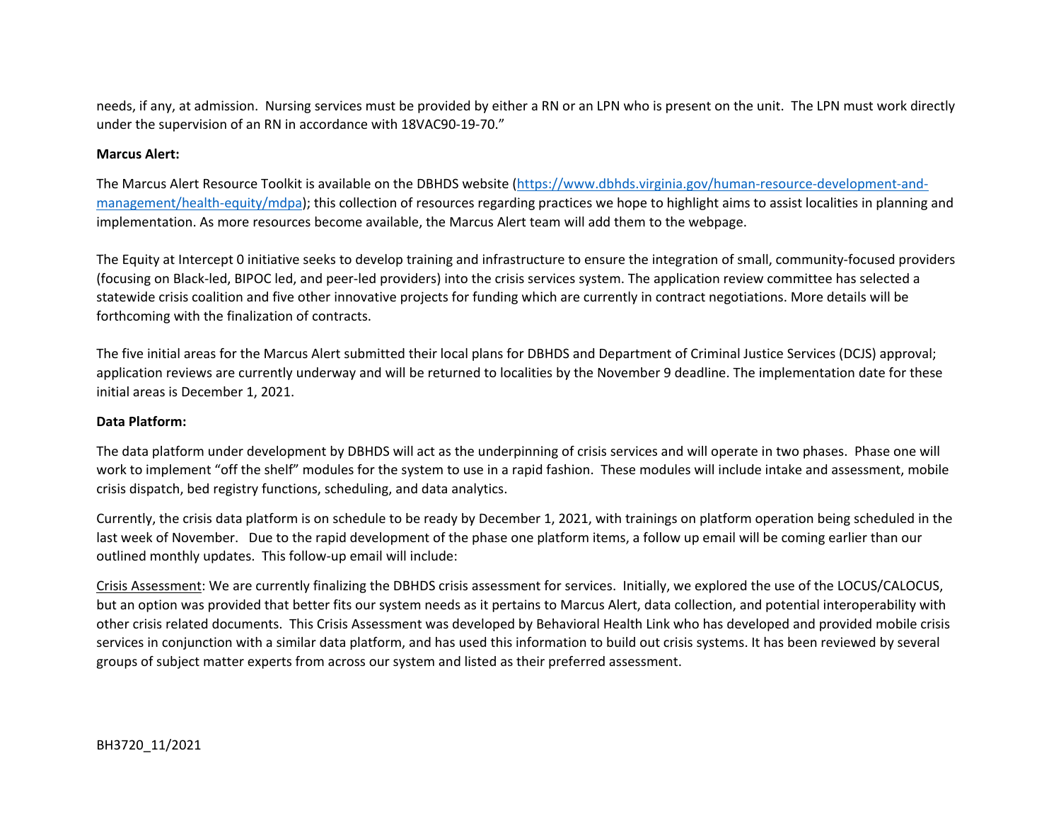needs, if any, at admission. Nursing services must be provided by either a RN or an LPN who is present on the unit. The LPN must work directly under the supervision of an RN in accordance with 18VAC90-19-70."

**Marcus Alert:**

The Marcus Alert Resource Toolkit is available on the DBHDS website (https://www.dbhds.virginia.gov/human-resource-development-and-management/health-equity/mdpa); this collection of resources regarding practices we hope to highlight aims to assist localities in planning and implementation. As more resources become available, the Marcus Alert team will add them to the webpage.

The Equity at Intercept 0 initiative seeks to develop training and infrastructure to ensure the integration of small, community-focused providers (focusing on Black-led, BIPOC led, and peer-led providers) into the crisis services system. The application review committee has selected a statewide crisis coalition and five other innovative projects for funding which are currently in contract negotiations. More details will be forthcoming with the finalization of contracts.

The five initial areas for the Marcus Alert submitted their local plans for DBHDS and Department of Criminal Justice Services (DCJS) approval; application reviews are currently underway and will be returned to localities by the November 9 deadline. The implementation date for these initial areas is December 1, 2021.

**Data Platform:**

The data platform under development by DBHDS will act as the underpinning of crisis services and will operate in two phases. Phase one will work to implement "off the shelf" modules for the system to use in a rapid fashion. These modules will include intake and assessment, mobile crisis dispatch, bed registry functions, scheduling, and data analytics.

Currently, the crisis data platform is on schedule to be ready by December 1, 2021, with trainings on platform operation being scheduled in the last week of November. Due to the rapid development of the phase one platform items, a follow up email will be coming earlier than our outlined monthly updates. This follow-up email will include:

Crisis Assessment: We are currently finalizing the DBHDS crisis assessment for services. Initially, we explored the use of the LOCUS/CALOCUS, but an option was provided that better fits our system needs as it pertains to Marcus Alert, data collection, and potential interoperability with other crisis related documents. This Crisis Assessment was developed by Behavioral Health Link who has developed and provided mobile crisis services in conjunction with a similar data platform, and has used this information to build out crisis systems. It has been reviewed by several groups of subject matter experts from across our system and listed as their preferred assessment.

BH3720_11/2021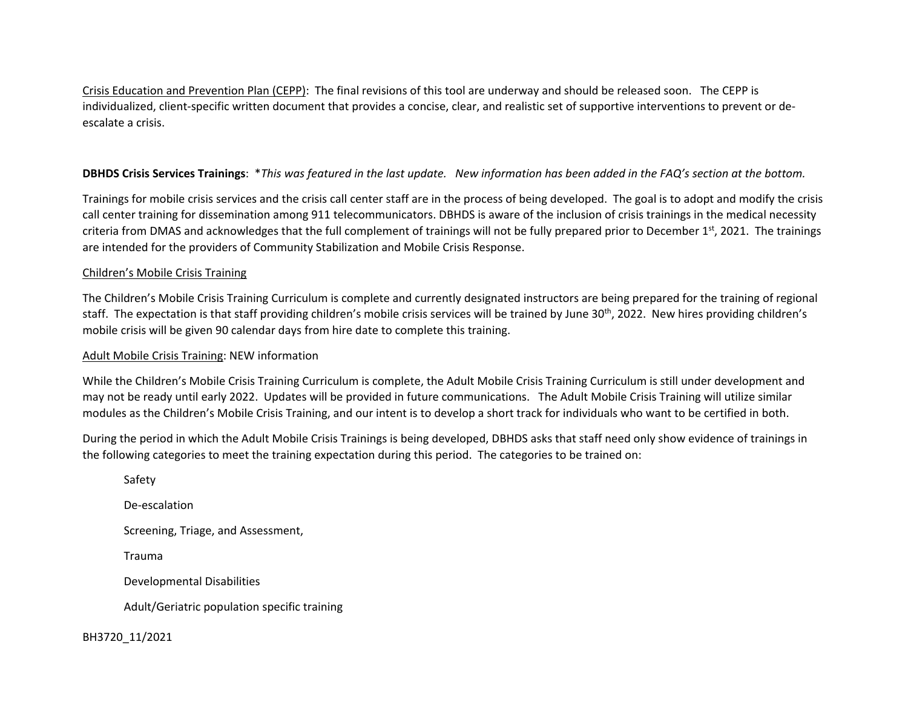Crisis Education and Prevention Plan (CEPP): The final revisions of this tool are underway and should be released soon. The CEPP is individualized, client-specific written document that provides a concise, clear, and realistic set of supportive interventions to prevent or de-escalate a crisis.

**DBHDS Crisis Services Trainings**: *\*This was featured in the last update. New information has been added in the FAQ's section at the bottom.*

Trainings for mobile crisis services and the crisis call center staff are in the process of being developed. The goal is to adopt and modify the crisis call center training for dissemination among 911 telecommunicators. DBHDS is aware of the inclusion of crisis trainings in the medical necessity criteria from DMAS and acknowledges that the full complement of trainings will not be fully prepared prior to December 1st, 2021. The trainings are intended for the providers of Community Stabilization and Mobile Crisis Response.

Children's Mobile Crisis Training

The Children's Mobile Crisis Training Curriculum is complete and currently designated instructors are being prepared for the training of regional staff. The expectation is that staff providing children's mobile crisis services will be trained by June 30th, 2022. New hires providing children's mobile crisis will be given 90 calendar days from hire date to complete this training.

Adult Mobile Crisis Training: NEW information

While the Children's Mobile Crisis Training Curriculum is complete, the Adult Mobile Crisis Training Curriculum is still under development and may not be ready until early 2022. Updates will be provided in future communications. The Adult Mobile Crisis Training will utilize similar modules as the Children's Mobile Crisis Training, and our intent is to develop a short track for individuals who want to be certified in both.

During the period in which the Adult Mobile Crisis Trainings is being developed, DBHDS asks that staff need only show evidence of trainings in the following categories to meet the training expectation during this period. The categories to be trained on:

Safety

De-escalation

Screening, Triage, and Assessment,

Trauma

Developmental Disabilities

Adult/Geriatric population specific training

BH3720_11/2021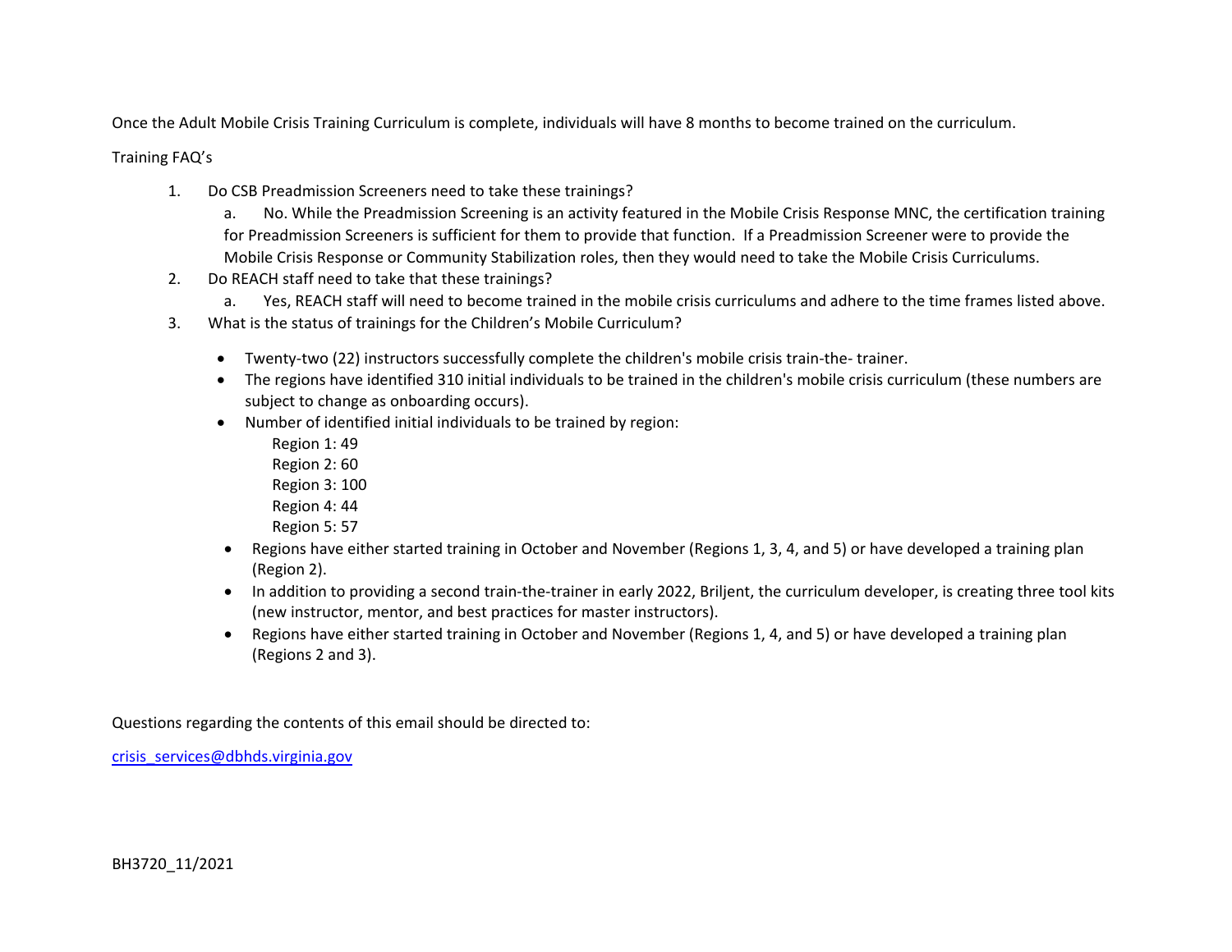Once the Adult Mobile Crisis Training Curriculum is complete, individuals will have 8 months to become trained on the curriculum.

Training FAQ's

1. Do CSB Preadmission Screeners need to take these trainings?
   a. No. While the Preadmission Screening is an activity featured in the Mobile Crisis Response MNC, the certification training for Preadmission Screeners is sufficient for them to provide that function. If a Preadmission Screener were to provide the Mobile Crisis Response or Community Stabilization roles, then they would need to take the Mobile Crisis Curriculums.
2. Do REACH staff need to take that these trainings?
   a. Yes, REACH staff will need to become trained in the mobile crisis curriculums and adhere to the time frames listed above.
3. What is the status of trainings for the Children's Mobile Curriculum?

- Twenty-two (22) instructors successfully complete the children's mobile crisis train-the- trainer.
- The regions have identified 310 initial individuals to be trained in the children's mobile crisis curriculum (these numbers are subject to change as onboarding occurs).
- Number of identified initial individuals to be trained by region:
  - Region 1: 49
  - Region 2: 60
  - Region 3: 100
  - Region 4: 44
  - Region 5: 57
- Regions have either started training in October and November (Regions 1, 3, 4, and 5) or have developed a training plan (Region 2).
- In addition to providing a second train-the-trainer in early 2022, Briljent, the curriculum developer, is creating three tool kits (new instructor, mentor, and best practices for master instructors).
- Regions have either started training in October and November (Regions 1, 4, and 5) or have developed a training plan (Regions 2 and 3).

Questions regarding the contents of this email should be directed to:

crisis_services@dbhds.virginia.gov

BH3720_11/2021